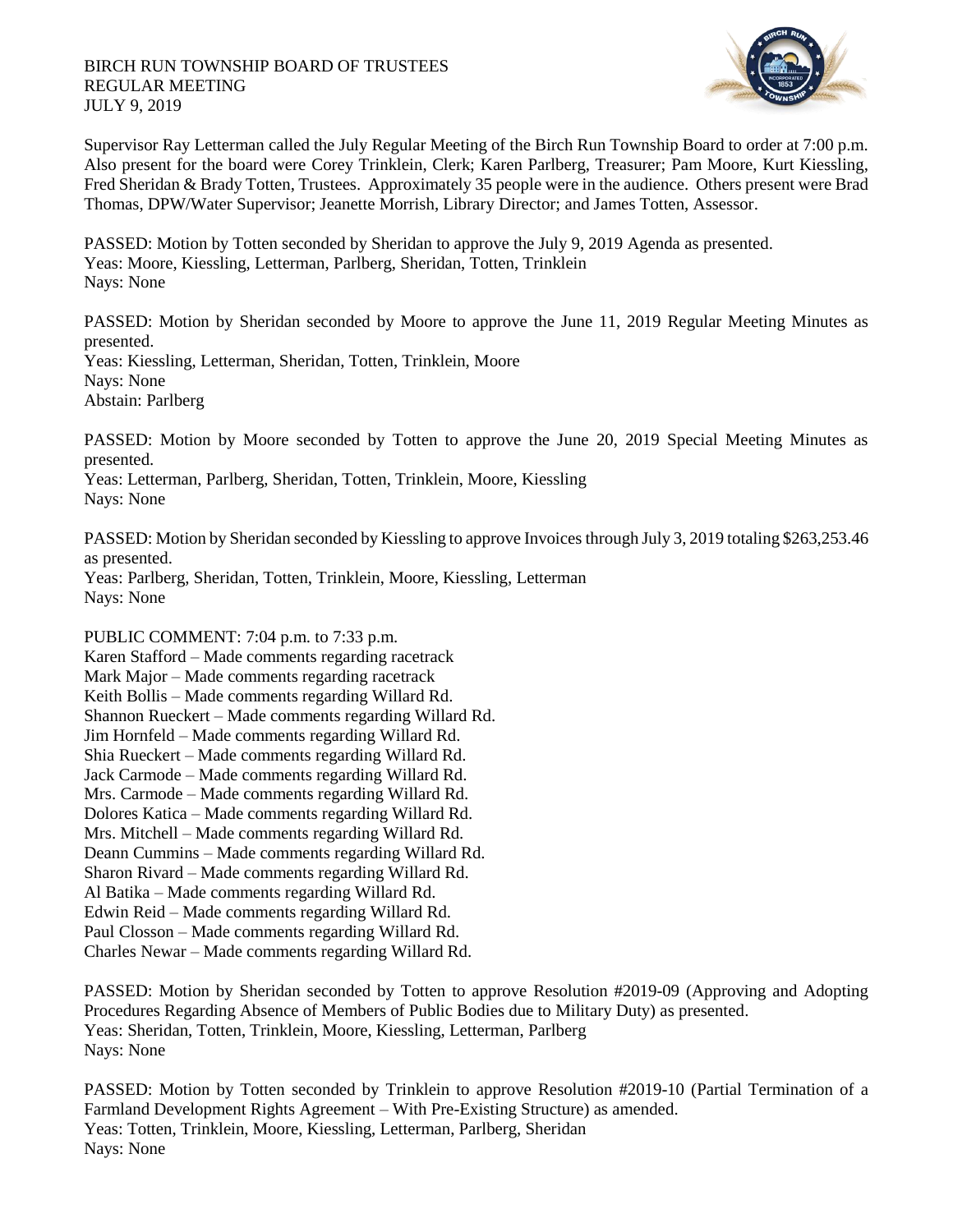BIRCH RUN TOWNSHIP BOARD OF TRUSTEES
REGULAR MEETING
JULY 9, 2019

Supervisor Ray Letterman called the July Regular Meeting of the Birch Run Township Board to order at 7:00 p.m. Also present for the board were Corey Trinklein, Clerk; Karen Parlberg, Treasurer; Pam Moore, Kurt Kiessling, Fred Sheridan & Brady Totten, Trustees. Approximately 35 people were in the audience. Others present were Brad Thomas, DPW/Water Supervisor; Jeanette Morrish, Library Director; and James Totten, Assessor.

PASSED: Motion by Totten seconded by Sheridan to approve the July 9, 2019 Agenda as presented.
Yeas: Moore, Kiessling, Letterman, Parlberg, Sheridan, Totten, Trinklein
Nays: None

PASSED: Motion by Sheridan seconded by Moore to approve the June 11, 2019 Regular Meeting Minutes as presented.
Yeas: Kiessling, Letterman, Sheridan, Totten, Trinklein, Moore
Nays: None
Abstain: Parlberg

PASSED: Motion by Moore seconded by Totten to approve the June 20, 2019 Special Meeting Minutes as presented.
Yeas: Letterman, Parlberg, Sheridan, Totten, Trinklein, Moore, Kiessling
Nays: None

PASSED: Motion by Sheridan seconded by Kiessling to approve Invoices through July 3, 2019 totaling $263,253.46 as presented.
Yeas: Parlberg, Sheridan, Totten, Trinklein, Moore, Kiessling, Letterman
Nays: None

PUBLIC COMMENT: 7:04 p.m. to 7:33 p.m.
Karen Stafford – Made comments regarding racetrack
Mark Major – Made comments regarding racetrack
Keith Bollis – Made comments regarding Willard Rd.
Shannon Rueckert – Made comments regarding Willard Rd.
Jim Hornfeld – Made comments regarding Willard Rd.
Shia Rueckert – Made comments regarding Willard Rd.
Jack Carmode – Made comments regarding Willard Rd.
Mrs. Carmode – Made comments regarding Willard Rd.
Dolores Katica – Made comments regarding Willard Rd.
Mrs. Mitchell – Made comments regarding Willard Rd.
Deann Cummins – Made comments regarding Willard Rd.
Sharon Rivard – Made comments regarding Willard Rd.
Al Batika – Made comments regarding Willard Rd.
Edwin Reid – Made comments regarding Willard Rd.
Paul Closson – Made comments regarding Willard Rd.
Charles Newar – Made comments regarding Willard Rd.

PASSED: Motion by Sheridan seconded by Totten to approve Resolution #2019-09 (Approving and Adopting Procedures Regarding Absence of Members of Public Bodies due to Military Duty) as presented.
Yeas: Sheridan, Totten, Trinklein, Moore, Kiessling, Letterman, Parlberg
Nays: None

PASSED: Motion by Totten seconded by Trinklein to approve Resolution #2019-10 (Partial Termination of a Farmland Development Rights Agreement – With Pre-Existing Structure) as amended.
Yeas: Totten, Trinklein, Moore, Kiessling, Letterman, Parlberg, Sheridan
Nays: None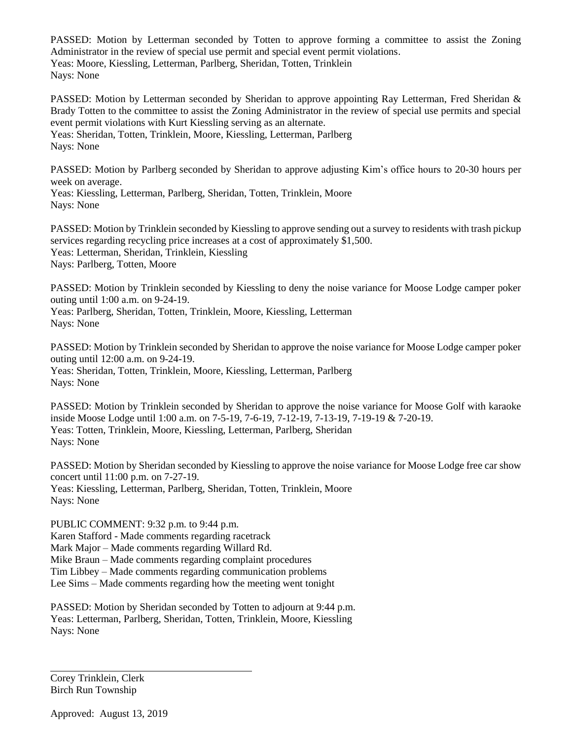PASSED: Motion by Letterman seconded by Totten to approve forming a committee to assist the Zoning Administrator in the review of special use permit and special event permit violations.
Yeas: Moore, Kiessling, Letterman, Parlberg, Sheridan, Totten, Trinklein
Nays: None

PASSED: Motion by Letterman seconded by Sheridan to approve appointing Ray Letterman, Fred Sheridan & Brady Totten to the committee to assist the Zoning Administrator in the review of special use permits and special event permit violations with Kurt Kiessling serving as an alternate.
Yeas: Sheridan, Totten, Trinklein, Moore, Kiessling, Letterman, Parlberg
Nays: None

PASSED: Motion by Parlberg seconded by Sheridan to approve adjusting Kim's office hours to 20-30 hours per week on average.
Yeas: Kiessling, Letterman, Parlberg, Sheridan, Totten, Trinklein, Moore
Nays: None

PASSED: Motion by Trinklein seconded by Kiessling to approve sending out a survey to residents with trash pickup services regarding recycling price increases at a cost of approximately $1,500.
Yeas: Letterman, Sheridan, Trinklein, Kiessling
Nays: Parlberg, Totten, Moore

PASSED: Motion by Trinklein seconded by Kiessling to deny the noise variance for Moose Lodge camper poker outing until 1:00 a.m. on 9-24-19.
Yeas: Parlberg, Sheridan, Totten, Trinklein, Moore, Kiessling, Letterman
Nays: None

PASSED: Motion by Trinklein seconded by Sheridan to approve the noise variance for Moose Lodge camper poker outing until 12:00 a.m. on 9-24-19.
Yeas: Sheridan, Totten, Trinklein, Moore, Kiessling, Letterman, Parlberg
Nays: None

PASSED: Motion by Trinklein seconded by Sheridan to approve the noise variance for Moose Golf with karaoke inside Moose Lodge until 1:00 a.m. on 7-5-19, 7-6-19, 7-12-19, 7-13-19, 7-19-19 & 7-20-19.
Yeas: Totten, Trinklein, Moore, Kiessling, Letterman, Parlberg, Sheridan
Nays: None

PASSED: Motion by Sheridan seconded by Kiessling to approve the noise variance for Moose Lodge free car show concert until 11:00 p.m. on 7-27-19.
Yeas: Kiessling, Letterman, Parlberg, Sheridan, Totten, Trinklein, Moore
Nays: None

PUBLIC COMMENT: 9:32 p.m. to 9:44 p.m.
Karen Stafford - Made comments regarding racetrack
Mark Major – Made comments regarding Willard Rd.
Mike Braun – Made comments regarding complaint procedures
Tim Libbey – Made comments regarding communication problems
Lee Sims – Made comments regarding how the meeting went tonight

PASSED: Motion by Sheridan seconded by Totten to adjourn at 9:44 p.m.
Yeas: Letterman, Parlberg, Sheridan, Totten, Trinklein, Moore, Kiessling
Nays: None

Corey Trinklein, Clerk
Birch Run Township

Approved: August 13, 2019